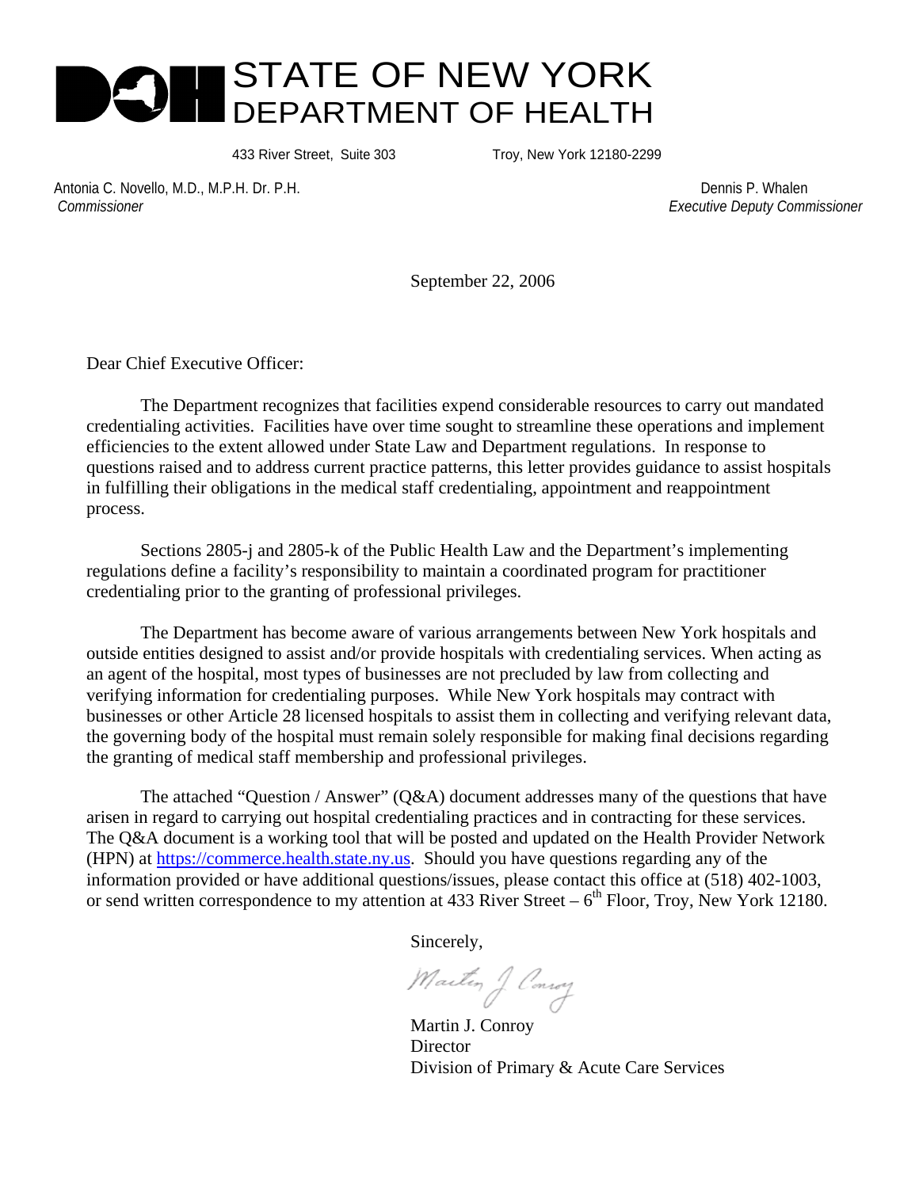# STATE OF NEW YORK
## DEPARTMENT OF HEALTH

433 River Street, Suite 303 Troy, New York 12180-2299

Antonia C. Novello, M.D., M.P.H. Dr. P.H.
*Commissioner*

Dennis P. Whalen
*Executive Deputy Commissioner*

September 22, 2006

Dear Chief Executive Officer:

The Department recognizes that facilities expend considerable resources to carry out mandated credentialing activities. Facilities have over time sought to streamline these operations and implement efficiencies to the extent allowed under State Law and Department regulations. In response to questions raised and to address current practice patterns, this letter provides guidance to assist hospitals in fulfilling their obligations in the medical staff credentialing, appointment and reappointment process.

Sections 2805-j and 2805-k of the Public Health Law and the Department's implementing regulations define a facility's responsibility to maintain a coordinated program for practitioner credentialing prior to the granting of professional privileges.

The Department has become aware of various arrangements between New York hospitals and outside entities designed to assist and/or provide hospitals with credentialing services. When acting as an agent of the hospital, most types of businesses are not precluded by law from collecting and verifying information for credentialing purposes. While New York hospitals may contract with businesses or other Article 28 licensed hospitals to assist them in collecting and verifying relevant data, the governing body of the hospital must remain solely responsible for making final decisions regarding the granting of medical staff membership and professional privileges.

The attached "Question / Answer" (Q&A) document addresses many of the questions that have arisen in regard to carrying out hospital credentialing practices and in contracting for these services. The Q&A document is a working tool that will be posted and updated on the Health Provider Network (HPN) at https://commerce.health.state.ny.us. Should you have questions regarding any of the information provided or have additional questions/issues, please contact this office at (518) 402-1003, or send written correspondence to my attention at 433 River Street – 6th Floor, Troy, New York 12180.

Sincerely,

Martin J. Conroy
Director
Division of Primary & Acute Care Services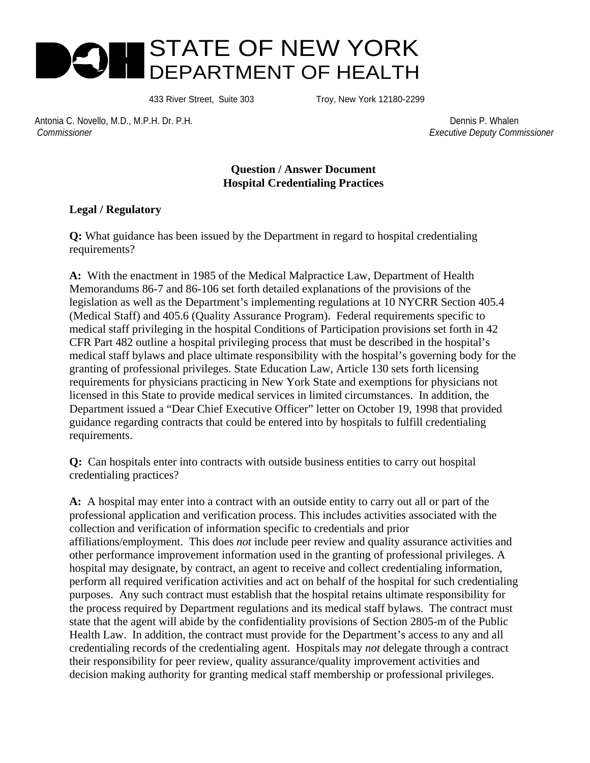# STATE OF NEW YORK
## DEPARTMENT OF HEALTH

433 River Street, Suite 303 Troy, New York 12180-2299

Antonia C. Novello, M.D., M.P.H. Dr. P.H.
*Commissioner*

Dennis P. Whalen
*Executive Deputy Commissioner*

**Question / Answer Document**
**Hospital Credentialing Practices**

### Legal / Regulatory

**Q:** What guidance has been issued by the Department in regard to hospital credentialing requirements?

**A:** With the enactment in 1985 of the Medical Malpractice Law, Department of Health Memorandums 86-7 and 86-106 set forth detailed explanations of the provisions of the legislation as well as the Department's implementing regulations at 10 NYCRR Section 405.4 (Medical Staff) and 405.6 (Quality Assurance Program). Federal requirements specific to medical staff privileging in the hospital Conditions of Participation provisions set forth in 42 CFR Part 482 outline a hospital privileging process that must be described in the hospital's medical staff bylaws and place ultimate responsibility with the hospital's governing body for the granting of professional privileges. State Education Law, Article 130 sets forth licensing requirements for physicians practicing in New York State and exemptions for physicians not licensed in this State to provide medical services in limited circumstances. In addition, the Department issued a "Dear Chief Executive Officer" letter on October 19, 1998 that provided guidance regarding contracts that could be entered into by hospitals to fulfill credentialing requirements.

**Q:** Can hospitals enter into contracts with outside business entities to carry out hospital credentialing practices?

**A:** A hospital may enter into a contract with an outside entity to carry out all or part of the professional application and verification process. This includes activities associated with the collection and verification of information specific to credentials and prior affiliations/employment. This does *not* include peer review and quality assurance activities and other performance improvement information used in the granting of professional privileges. A hospital may designate, by contract, an agent to receive and collect credentialing information, perform all required verification activities and act on behalf of the hospital for such credentialing purposes. Any such contract must establish that the hospital retains ultimate responsibility for the process required by Department regulations and its medical staff bylaws. The contract must state that the agent will abide by the confidentiality provisions of Section 2805-m of the Public Health Law. In addition, the contract must provide for the Department's access to any and all credentialing records of the credentialing agent. Hospitals may *not* delegate through a contract their responsibility for peer review, quality assurance/quality improvement activities and decision making authority for granting medical staff membership or professional privileges.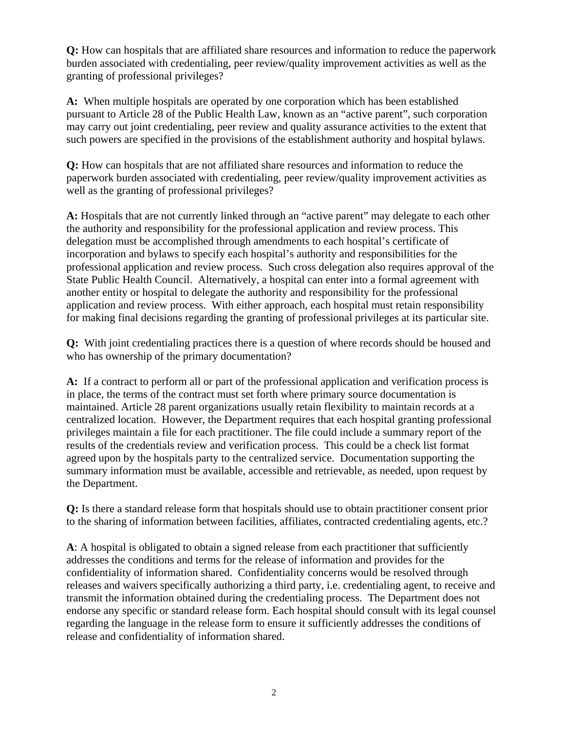**Q:** How can hospitals that are affiliated share resources and information to reduce the paperwork burden associated with credentialing, peer review/quality improvement activities as well as the granting of professional privileges?

**A:** When multiple hospitals are operated by one corporation which has been established pursuant to Article 28 of the Public Health Law, known as an "active parent", such corporation may carry out joint credentialing, peer review and quality assurance activities to the extent that such powers are specified in the provisions of the establishment authority and hospital bylaws.

**Q:** How can hospitals that are not affiliated share resources and information to reduce the paperwork burden associated with credentialing, peer review/quality improvement activities as well as the granting of professional privileges?

**A:** Hospitals that are not currently linked through an "active parent" may delegate to each other the authority and responsibility for the professional application and review process. This delegation must be accomplished through amendments to each hospital's certificate of incorporation and bylaws to specify each hospital's authority and responsibilities for the professional application and review process. Such cross delegation also requires approval of the State Public Health Council. Alternatively, a hospital can enter into a formal agreement with another entity or hospital to delegate the authority and responsibility for the professional application and review process. With either approach, each hospital must retain responsibility for making final decisions regarding the granting of professional privileges at its particular site.

**Q:** With joint credentialing practices there is a question of where records should be housed and who has ownership of the primary documentation?

**A:** If a contract to perform all or part of the professional application and verification process is in place, the terms of the contract must set forth where primary source documentation is maintained. Article 28 parent organizations usually retain flexibility to maintain records at a centralized location. However, the Department requires that each hospital granting professional privileges maintain a file for each practitioner. The file could include a summary report of the results of the credentials review and verification process. This could be a check list format agreed upon by the hospitals party to the centralized service. Documentation supporting the summary information must be available, accessible and retrievable, as needed, upon request by the Department.

**Q:** Is there a standard release form that hospitals should use to obtain practitioner consent prior to the sharing of information between facilities, affiliates, contracted credentialing agents, etc.?

**A**: A hospital is obligated to obtain a signed release from each practitioner that sufficiently addresses the conditions and terms for the release of information and provides for the confidentiality of information shared. Confidentiality concerns would be resolved through releases and waivers specifically authorizing a third party, i.e. credentialing agent, to receive and transmit the information obtained during the credentialing process. The Department does not endorse any specific or standard release form. Each hospital should consult with its legal counsel regarding the language in the release form to ensure it sufficiently addresses the conditions of release and confidentiality of information shared.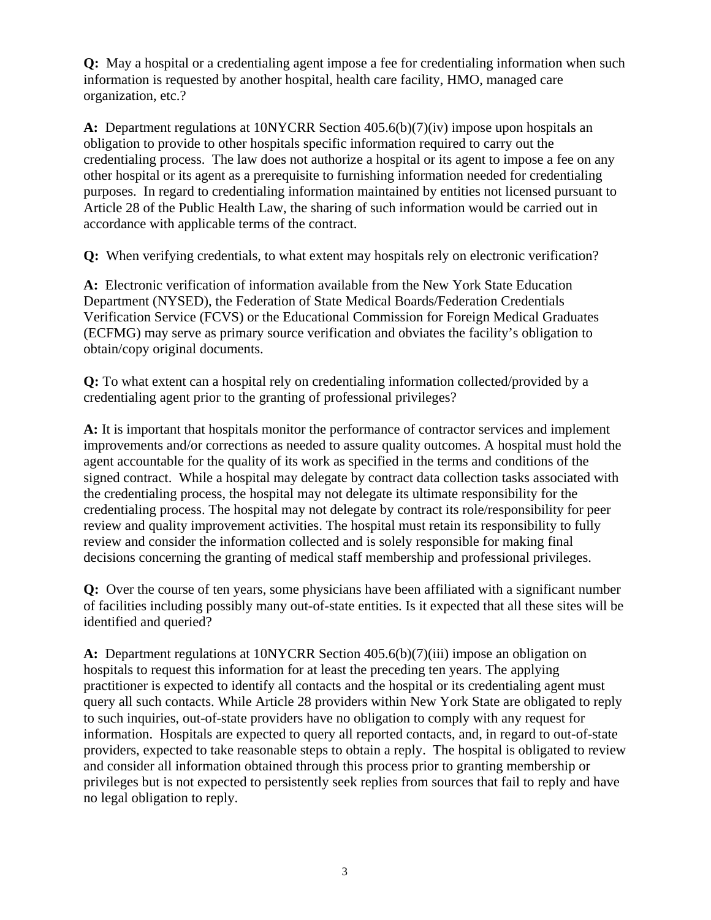**Q:** May a hospital or a credentialing agent impose a fee for credentialing information when such information is requested by another hospital, health care facility, HMO, managed care organization, etc.?

**A:** Department regulations at 10NYCRR Section 405.6(b)(7)(iv) impose upon hospitals an obligation to provide to other hospitals specific information required to carry out the credentialing process. The law does not authorize a hospital or its agent to impose a fee on any other hospital or its agent as a prerequisite to furnishing information needed for credentialing purposes. In regard to credentialing information maintained by entities not licensed pursuant to Article 28 of the Public Health Law, the sharing of such information would be carried out in accordance with applicable terms of the contract.

**Q:** When verifying credentials, to what extent may hospitals rely on electronic verification?

**A:** Electronic verification of information available from the New York State Education Department (NYSED), the Federation of State Medical Boards/Federation Credentials Verification Service (FCVS) or the Educational Commission for Foreign Medical Graduates (ECFMG) may serve as primary source verification and obviates the facility's obligation to obtain/copy original documents.

**Q:** To what extent can a hospital rely on credentialing information collected/provided by a credentialing agent prior to the granting of professional privileges?

**A:** It is important that hospitals monitor the performance of contractor services and implement improvements and/or corrections as needed to assure quality outcomes. A hospital must hold the agent accountable for the quality of its work as specified in the terms and conditions of the signed contract. While a hospital may delegate by contract data collection tasks associated with the credentialing process, the hospital may not delegate its ultimate responsibility for the credentialing process. The hospital may not delegate by contract its role/responsibility for peer review and quality improvement activities. The hospital must retain its responsibility to fully review and consider the information collected and is solely responsible for making final decisions concerning the granting of medical staff membership and professional privileges.

**Q:** Over the course of ten years, some physicians have been affiliated with a significant number of facilities including possibly many out-of-state entities. Is it expected that all these sites will be identified and queried?

**A:** Department regulations at 10NYCRR Section 405.6(b)(7)(iii) impose an obligation on hospitals to request this information for at least the preceding ten years. The applying practitioner is expected to identify all contacts and the hospital or its credentialing agent must query all such contacts. While Article 28 providers within New York State are obligated to reply to such inquiries, out-of-state providers have no obligation to comply with any request for information. Hospitals are expected to query all reported contacts, and, in regard to out-of-state providers, expected to take reasonable steps to obtain a reply. The hospital is obligated to review and consider all information obtained through this process prior to granting membership or privileges but is not expected to persistently seek replies from sources that fail to reply and have no legal obligation to reply.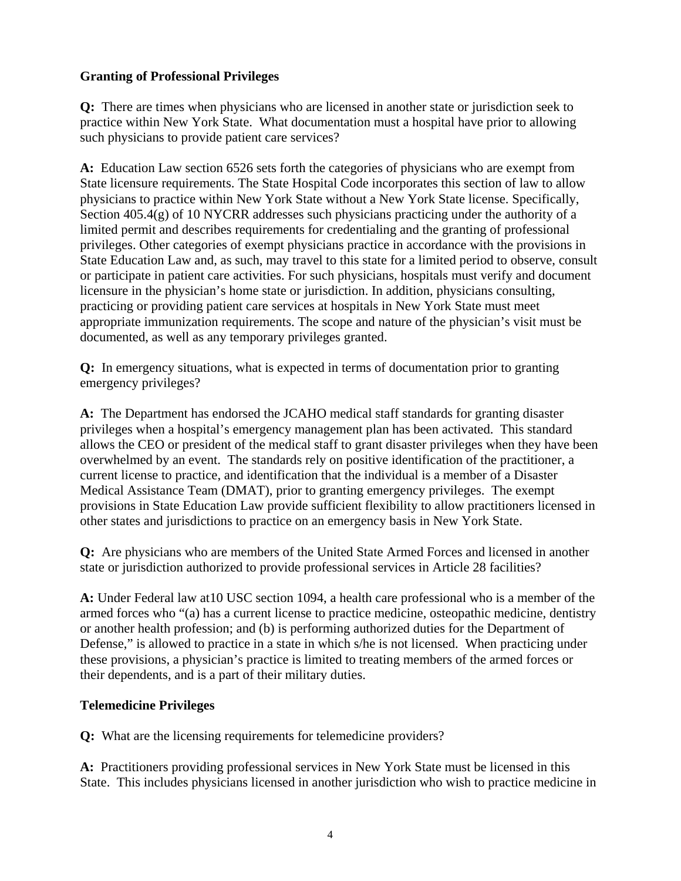**Granting of Professional Privileges**

**Q:** There are times when physicians who are licensed in another state or jurisdiction seek to practice within New York State. What documentation must a hospital have prior to allowing such physicians to provide patient care services?

**A:** Education Law section 6526 sets forth the categories of physicians who are exempt from State licensure requirements. The State Hospital Code incorporates this section of law to allow physicians to practice within New York State without a New York State license. Specifically, Section 405.4(g) of 10 NYCRR addresses such physicians practicing under the authority of a limited permit and describes requirements for credentialing and the granting of professional privileges. Other categories of exempt physicians practice in accordance with the provisions in State Education Law and, as such, may travel to this state for a limited period to observe, consult or participate in patient care activities. For such physicians, hospitals must verify and document licensure in the physician's home state or jurisdiction. In addition, physicians consulting, practicing or providing patient care services at hospitals in New York State must meet appropriate immunization requirements. The scope and nature of the physician's visit must be documented, as well as any temporary privileges granted.

**Q:** In emergency situations, what is expected in terms of documentation prior to granting emergency privileges?

**A:** The Department has endorsed the JCAHO medical staff standards for granting disaster privileges when a hospital's emergency management plan has been activated. This standard allows the CEO or president of the medical staff to grant disaster privileges when they have been overwhelmed by an event. The standards rely on positive identification of the practitioner, a current license to practice, and identification that the individual is a member of a Disaster Medical Assistance Team (DMAT), prior to granting emergency privileges. The exempt provisions in State Education Law provide sufficient flexibility to allow practitioners licensed in other states and jurisdictions to practice on an emergency basis in New York State.

**Q:** Are physicians who are members of the United State Armed Forces and licensed in another state or jurisdiction authorized to provide professional services in Article 28 facilities?

**A:** Under Federal law at10 USC section 1094, a health care professional who is a member of the armed forces who "(a) has a current license to practice medicine, osteopathic medicine, dentistry or another health profession; and (b) is performing authorized duties for the Department of Defense," is allowed to practice in a state in which s/he is not licensed. When practicing under these provisions, a physician's practice is limited to treating members of the armed forces or their dependents, and is a part of their military duties.

**Telemedicine Privileges**

**Q:** What are the licensing requirements for telemedicine providers?

**A:** Practitioners providing professional services in New York State must be licensed in this State. This includes physicians licensed in another jurisdiction who wish to practice medicine in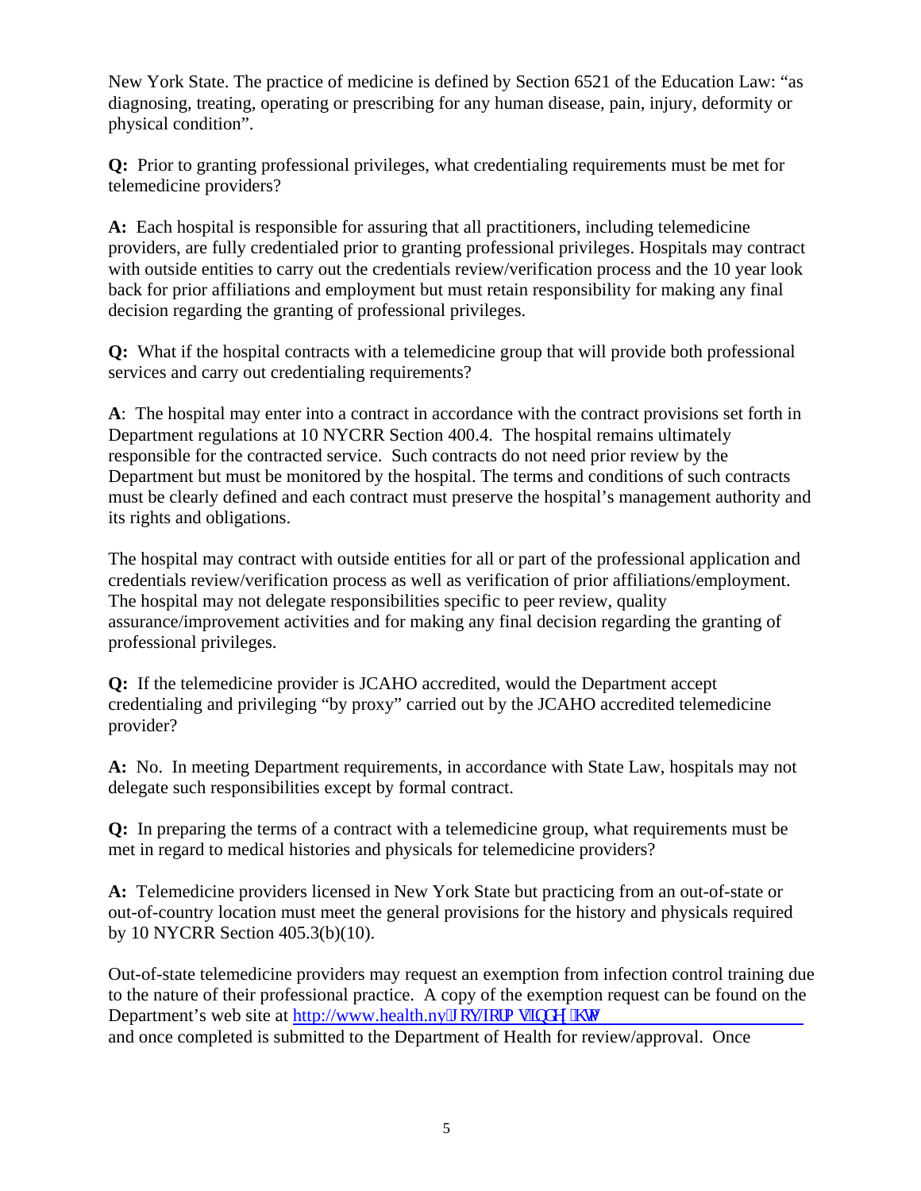New York State. The practice of medicine is defined by Section 6521 of the Education Law: "as diagnosing, treating, operating or prescribing for any human disease, pain, injury, deformity or physical condition".

**Q:** Prior to granting professional privileges, what credentialing requirements must be met for telemedicine providers?

**A:** Each hospital is responsible for assuring that all practitioners, including telemedicine providers, are fully credentialed prior to granting professional privileges. Hospitals may contract with outside entities to carry out the credentials review/verification process and the 10 year look back for prior affiliations and employment but must retain responsibility for making any final decision regarding the granting of professional privileges.

**Q:** What if the hospital contracts with a telemedicine group that will provide both professional services and carry out credentialing requirements?

**A**: The hospital may enter into a contract in accordance with the contract provisions set forth in Department regulations at 10 NYCRR Section 400.4. The hospital remains ultimately responsible for the contracted service. Such contracts do not need prior review by the Department but must be monitored by the hospital. The terms and conditions of such contracts must be clearly defined and each contract must preserve the hospital's management authority and its rights and obligations.

The hospital may contract with outside entities for all or part of the professional application and credentials review/verification process as well as verification of prior affiliations/employment. The hospital may not delegate responsibilities specific to peer review, quality assurance/improvement activities and for making any final decision regarding the granting of professional privileges.

**Q:** If the telemedicine provider is JCAHO accredited, would the Department accept credentialing and privileging "by proxy" carried out by the JCAHO accredited telemedicine provider?

**A:** No. In meeting Department requirements, in accordance with State Law, hospitals may not delegate such responsibilities except by formal contract.

**Q:** In preparing the terms of a contract with a telemedicine group, what requirements must be met in regard to medical histories and physicals for telemedicine providers?

**A:** Telemedicine providers licensed in New York State but practicing from an out-of-state or out-of-country location must meet the general provisions for the history and physicals required by 10 NYCRR Section 405.3(b)(10).

Out-of-state telemedicine providers may request an exemption from infection control training due to the nature of their professional practice. A copy of the exemption request can be found on the Department's web site at http://www.health.ny.gov/forms/index.htm and once completed is submitted to the Department of Health for review/approval. Once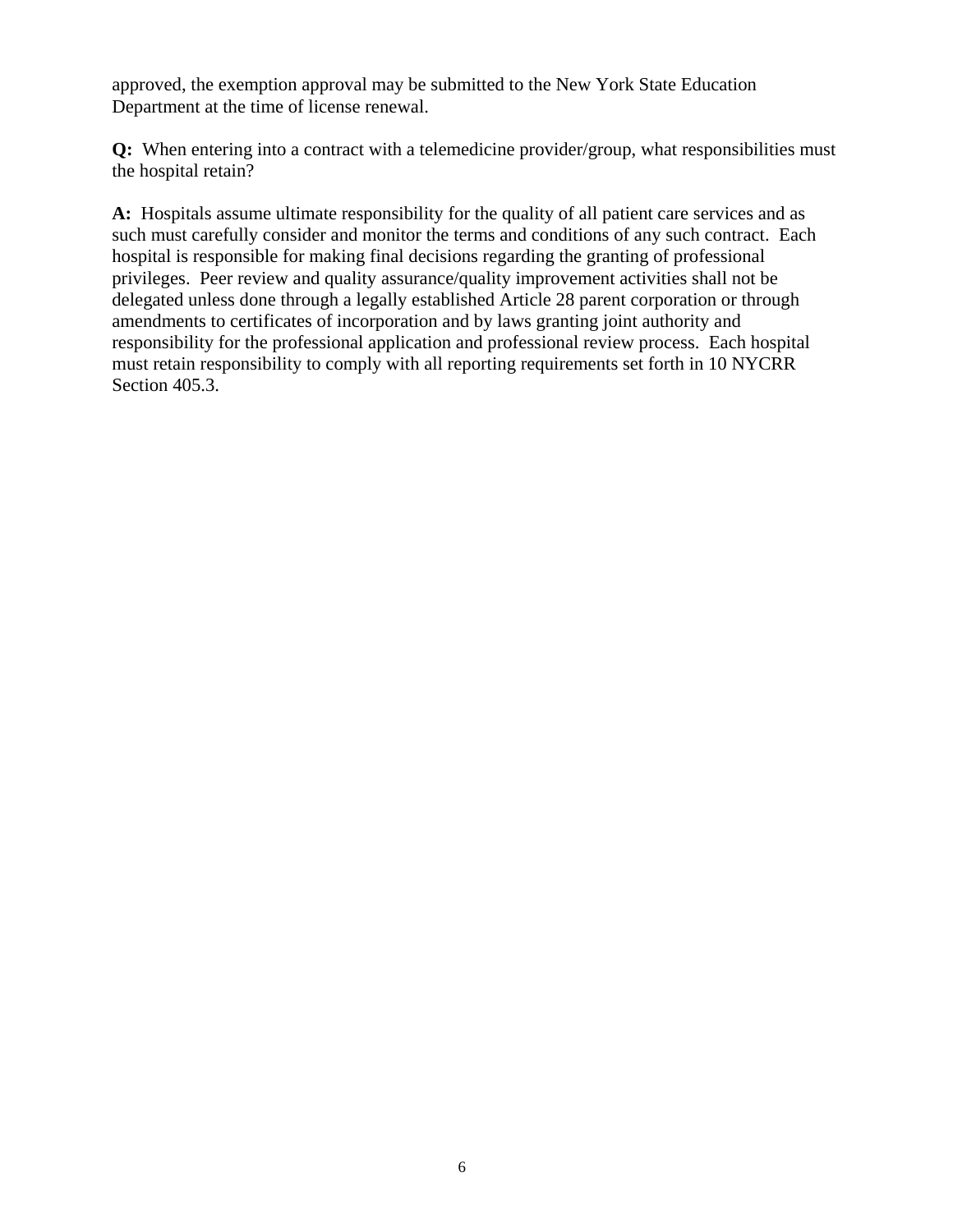approved, the exemption approval may be submitted to the New York State Education Department at the time of license renewal.

**Q:** When entering into a contract with a telemedicine provider/group, what responsibilities must the hospital retain?

**A:** Hospitals assume ultimate responsibility for the quality of all patient care services and as such must carefully consider and monitor the terms and conditions of any such contract. Each hospital is responsible for making final decisions regarding the granting of professional privileges. Peer review and quality assurance/quality improvement activities shall not be delegated unless done through a legally established Article 28 parent corporation or through amendments to certificates of incorporation and by laws granting joint authority and responsibility for the professional application and professional review process. Each hospital must retain responsibility to comply with all reporting requirements set forth in 10 NYCRR Section 405.3.